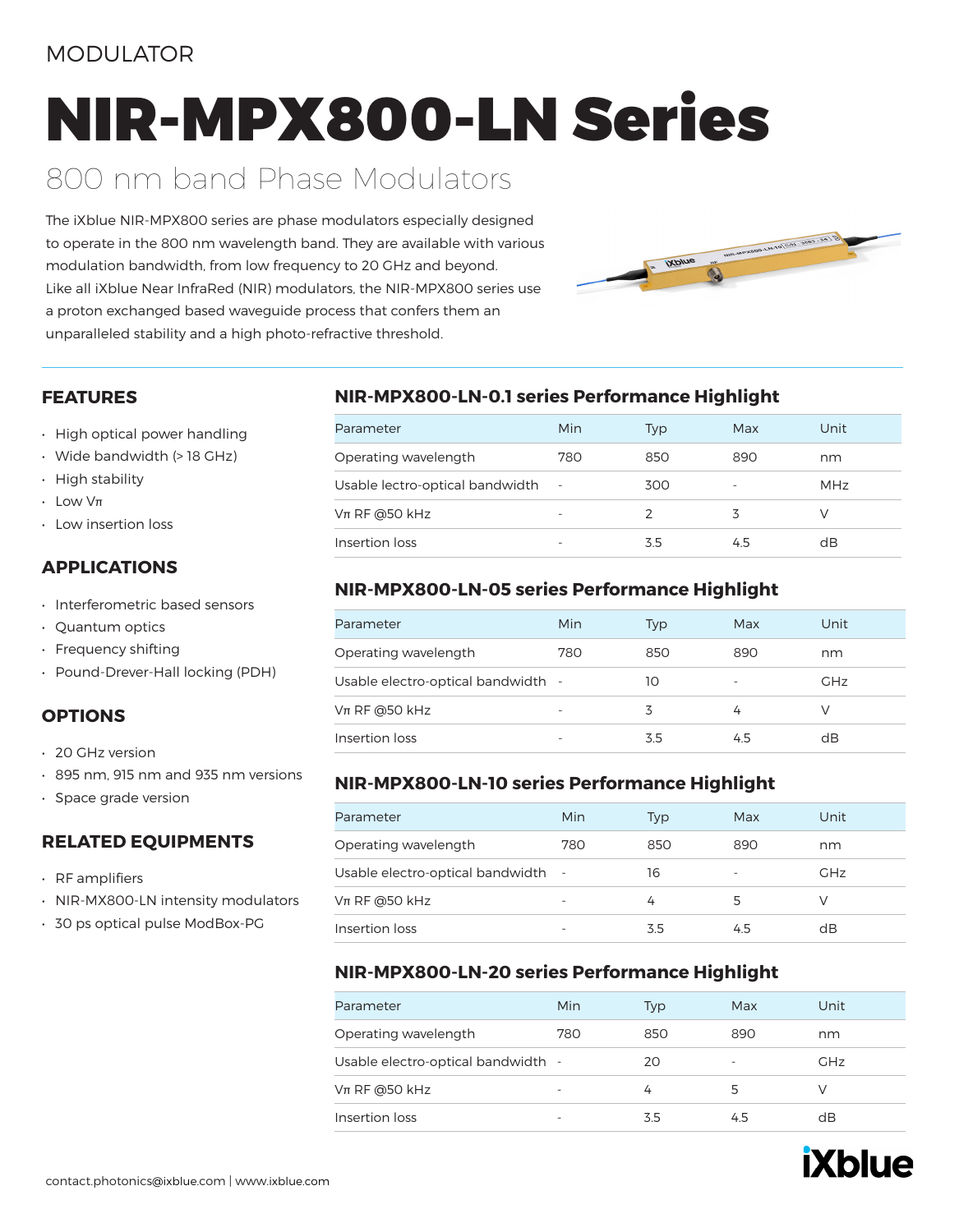MODULATOR

# NIR-MPX800-LN Series

## 800 nm band Phase Modulators

The iXblue NIR-MPX800 series are phase modulators especially designed to operate in the 800 nm wavelength band. They are available with various modulation bandwidth, from low frequency to 20 GHz and beyond.
Like all iXblue Near InfraRed (NIR) modulators, the NIR-MPX800 series use a proton exchanged based waveguide process that confers them an unparalleled stability and a high photo-refractive threshold.

### FEATURES

- High optical power handling
- Wide bandwidth (> 18 GHz)
- High stability
- Low Vπ
- Low insertion loss

### APPLICATIONS

- Interferometric based sensors
- Quantum optics
- Frequency shifting
- Pound-Drever-Hall locking (PDH)

### OPTIONS

- 20 GHz version
- 895 nm, 915 nm and 935 nm versions
- Space grade version

### RELATED EQUIPMENTS

- RF amplifiers
- NIR-MX800-LN intensity modulators
- 30 ps optical pulse ModBox-PG

### NIR-MPX800-LN-0.1 series Performance Highlight

| Parameter | Min | Typ | Max | Unit |
|---|---|---|---|---|
| Operating wavelength | 780 | 850 | 890 | nm |
| Usable lectro-optical bandwidth | - | 300 | - | MHz |
| Vπ RF @50 kHz | - | 2 | 3 | V |
| Insertion loss | - | 3.5 | 4.5 | dB |

### NIR-MPX800-LN-05 series Performance Highlight

| Parameter | Min | Typ | Max | Unit |
|---|---|---|---|---|
| Operating wavelength | 780 | 850 | 890 | nm |
| Usable electro-optical bandwidth | - | 10 | - | GHz |
| Vπ RF @50 kHz | - | 3 | 4 | V |
| Insertion loss | - | 3.5 | 4.5 | dB |

### NIR-MPX800-LN-10 series Performance Highlight

| Parameter | Min | Typ | Max | Unit |
|---|---|---|---|---|
| Operating wavelength | 780 | 850 | 890 | nm |
| Usable electro-optical bandwidth | - | 16 | - | GHz |
| Vπ RF @50 kHz | - | 4 | 5 | V |
| Insertion loss | - | 3.5 | 4.5 | dB |

### NIR-MPX800-LN-20 series Performance Highlight

| Parameter | Min | Typ | Max | Unit |
|---|---|---|---|---|
| Operating wavelength | 780 | 850 | 890 | nm |
| Usable electro-optical bandwidth | - | 20 | - | GHz |
| Vπ RF @50 kHz | - | 4 | 5 | V |
| Insertion loss | - | 3.5 | 4.5 | dB |

contact.photonics@ixblue.com | www.ixblue.com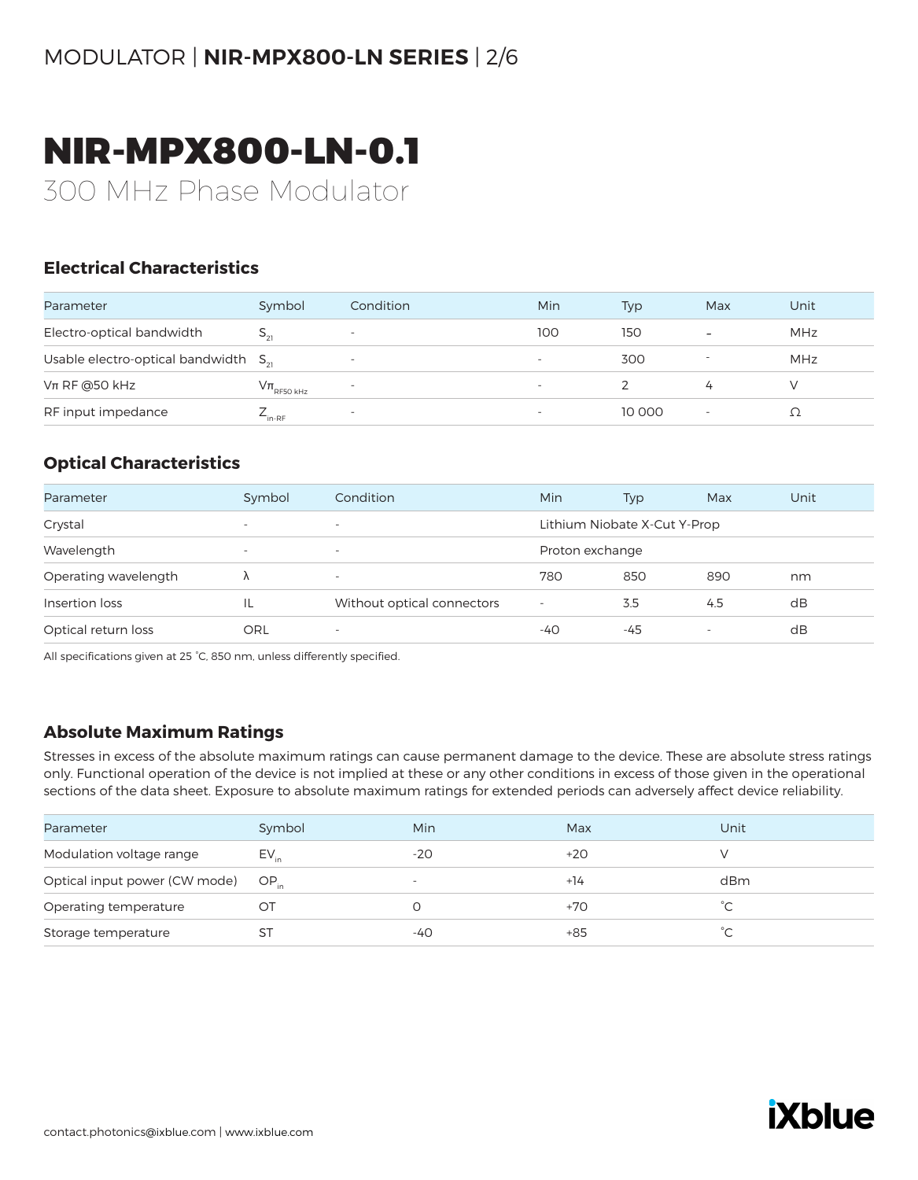# NIR-MPX800-LN-0.1

300 MHz Phase Modulator

## Electrical Characteristics

| Parameter | Symbol | Condition | Min | Typ | Max | Unit |
|---|---|---|---|---|---|---|
| Electro-optical bandwidth | $S_{21}$ | - | 100 | 150 | - | MHz |
| Usable electro-optical bandwidth | $S_{21}$ | - | - | 300 | - | MHz |
| Vπ RF @50 kHz | $V\pi_{RF50\ kHz}$ | - | - | 2 | 4 | V |
| RF input impedance | $Z_{in\text{-}RF}$ | - | - | 10 000 | - | Ω |

## Optical Characteristics

| Parameter | Symbol | Condition | Min | Typ | Max | Unit |
|---|---|---|---|---|---|---|
| Crystal | - | - | Lithium Niobate X-Cut Y-Prop | | | |
| Wavelength | - | - | Proton exchange | | | |
| Operating wavelength | λ | - | 780 | 850 | 890 | nm |
| Insertion loss | IL | Without optical connectors | - | 3.5 | 4.5 | dB |
| Optical return loss | ORL | - | -40 | -45 | - | dB |

All specifications given at 25 °C, 850 nm, unless differently specified.

## Absolute Maximum Ratings

Stresses in excess of the absolute maximum ratings can cause permanent damage to the device. These are absolute stress ratings only. Functional operation of the device is not implied at these or any other conditions in excess of those given in the operational sections of the data sheet. Exposure to absolute maximum ratings for extended periods can adversely affect device reliability.

| Parameter | Symbol | Min | Max | Unit |
|---|---|---|---|---|
| Modulation voltage range | $EV_{in}$ | -20 | +20 | V |
| Optical input power (CW mode) | $OP_{in}$ | - | +14 | dBm |
| Operating temperature | OT | 0 | +70 | °C |
| Storage temperature | ST | -40 | +85 | °C |

contact.photonics@ixblue.com | www.ixblue.com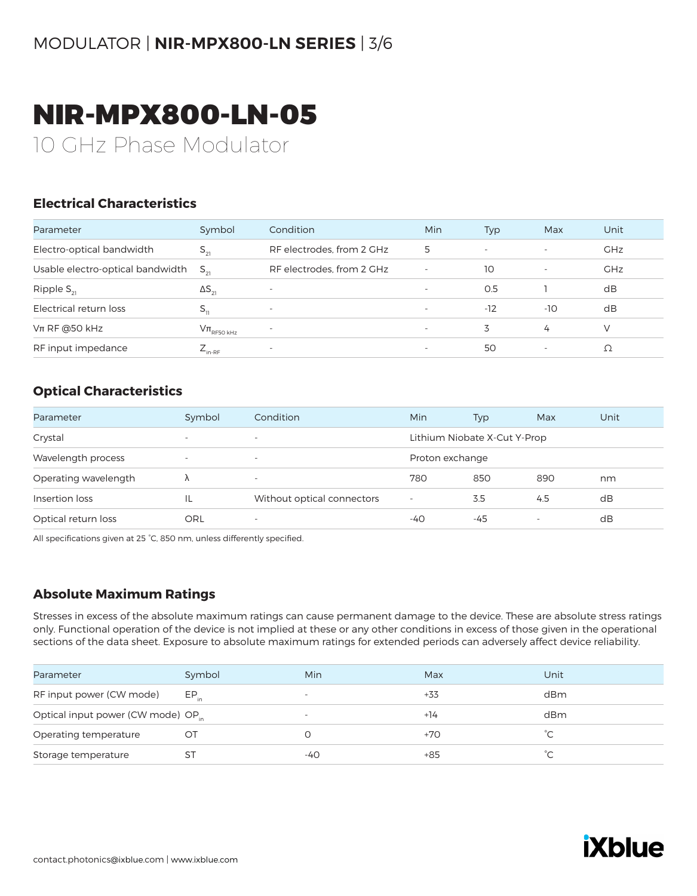# NIR-MPX800-LN-05

10 GHz Phase Modulator

## Electrical Characteristics

| Parameter | Symbol | Condition | Min | Typ | Max | Unit |
|---|---|---|---|---|---|---|
| Electro-optical bandwidth | $S_{21}$ | RF electrodes, from 2 GHz | 5 | - | - | GHz |
| Usable electro-optical bandwidth | $S_{21}$ | RF electrodes, from 2 GHz | - | 10 | - | GHz |
| Ripple $S_{21}$ | $\Delta S_{21}$ | - | - | 0.5 | 1 | dB |
| Electrical return loss | $S_{11}$ | - | - | -12 | -10 | dB |
| Vπ RF @50 kHz | $V\pi_{RF50\ kHz}$ | - | - | 3 | 4 | V |
| RF input impedance | $Z_{in-RF}$ | - | - | 50 | - | Ω |

## Optical Characteristics

| Parameter | Symbol | Condition | Min | Typ | Max | Unit |
|---|---|---|---|---|---|---|
| Crystal | - | - | Lithium Niobate X-Cut Y-Prop | | | |
| Wavelength process | - | - | Proton exchange | | | |
| Operating wavelength | λ | - | 780 | 850 | 890 | nm |
| Insertion loss | IL | Without optical connectors | - | 3.5 | 4.5 | dB |
| Optical return loss | ORL | - | -40 | -45 | - | dB |

All specifications given at 25 °C, 850 nm, unless differently specified.

## Absolute Maximum Ratings

Stresses in excess of the absolute maximum ratings can cause permanent damage to the device. These are absolute stress ratings only. Functional operation of the device is not implied at these or any other conditions in excess of those given in the operational sections of the data sheet. Exposure to absolute maximum ratings for extended periods can adversely affect device reliability.

| Parameter | Symbol | Min | Max | Unit |
|---|---|---|---|---|
| RF input power (CW mode) | $EP_{in}$ | - | +33 | dBm |
| Optical input power (CW mode) | $OP_{in}$ | - | +14 | dBm |
| Operating temperature | OT | 0 | +70 | °C |
| Storage temperature | ST | -40 | +85 | °C |

contact.photonics@ixblue.com | www.ixblue.com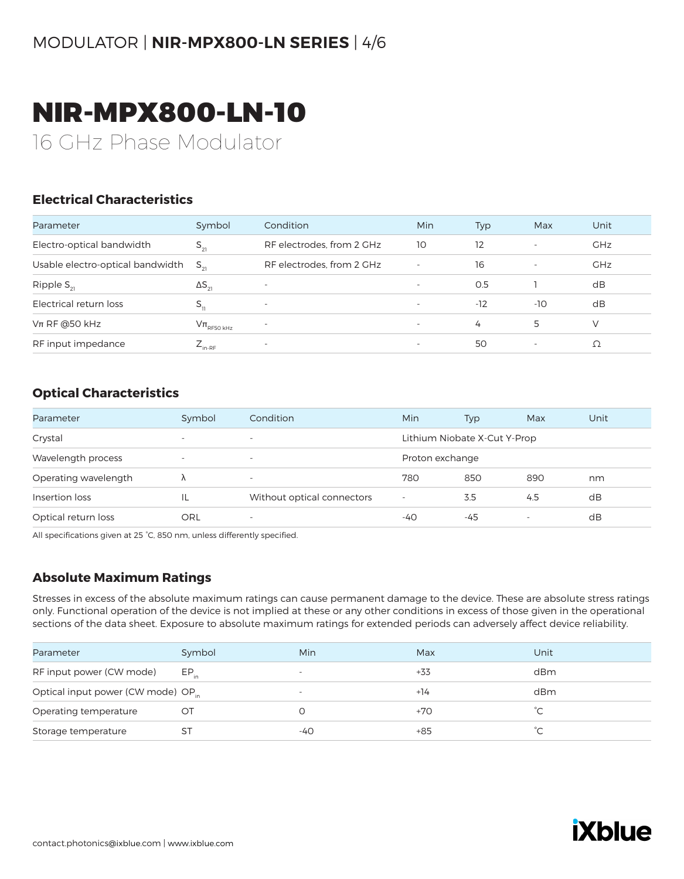# NIR-MPX800-LN-10

16 GHz Phase Modulator

## Electrical Characteristics

| Parameter | Symbol | Condition | Min | Typ | Max | Unit |
|---|---|---|---|---|---|---|
| Electro-optical bandwidth | $S_{21}$ | RF electrodes, from 2 GHz | 10 | 12 | - | GHz |
| Usable electro-optical bandwidth | $S_{21}$ | RF electrodes, from 2 GHz | - | 16 | - | GHz |
| Ripple $S_{21}$ | $\Delta S_{21}$ | - | - | 0.5 | 1 | dB |
| Electrical return loss | $S_{11}$ | - | - | -12 | -10 | dB |
| Vπ RF @50 kHz | $V\pi_{RF50\ kHz}$ | - | - | 4 | 5 | V |
| RF input impedance | $Z_{in-RF}$ | - | - | 50 | - | Ω |

## Optical Characteristics

| Parameter | Symbol | Condition | Min | Typ | Max | Unit |
|---|---|---|---|---|---|---|
| Crystal | - | - | Lithium Niobate X-Cut Y-Prop | | | |
| Wavelength process | - | - | Proton exchange | | | |
| Operating wavelength | λ | - | 780 | 850 | 890 | nm |
| Insertion loss | IL | Without optical connectors | - | 3.5 | 4.5 | dB |
| Optical return loss | ORL | - | -40 | -45 | - | dB |

All specifications given at 25 °C, 850 nm, unless differently specified.

## Absolute Maximum Ratings

Stresses in excess of the absolute maximum ratings can cause permanent damage to the device. These are absolute stress ratings only. Functional operation of the device is not implied at these or any other conditions in excess of those given in the operational sections of the data sheet. Exposure to absolute maximum ratings for extended periods can adversely affect device reliability.

| Parameter | Symbol | Min | Max | Unit |
|---|---|---|---|---|
| RF input power (CW mode) | $EP_{in}$ | - | +33 | dBm |
| Optical input power (CW mode) | $OP_{in}$ | - | +14 | dBm |
| Operating temperature | OT | 0 | +70 | °C |
| Storage temperature | ST | -40 | +85 | °C |

contact.photonics@ixblue.com | www.ixblue.com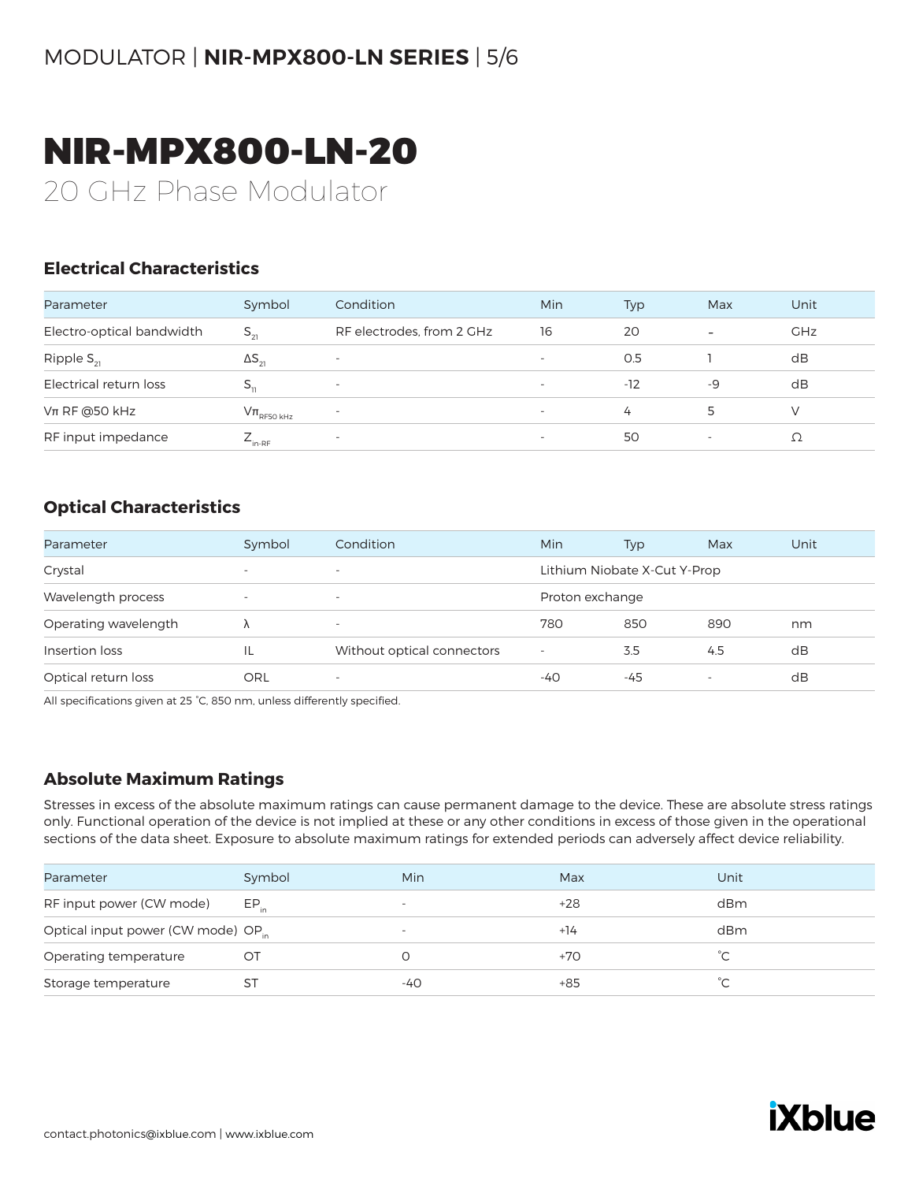# NIR-MPX800-LN-20

20 GHz Phase Modulator

## Electrical Characteristics

| Parameter | Symbol | Condition | Min | Typ | Max | Unit |
|---|---|---|---|---|---|---|
| Electro-optical bandwidth | $S_{21}$ | RF electrodes, from 2 GHz | 16 | 20 | – | GHz |
| Ripple $S_{21}$ | $\Delta S_{21}$ | - | - | 0.5 | 1 | dB |
| Electrical return loss | $S_{11}$ | - | - | -12 | -9 | dB |
| Vπ RF @50 kHz | $V\pi_{RF50\ kHz}$ | - | - | 4 | 5 | V |
| RF input impedance | $Z_{in-RF}$ | - | - | 50 | - | Ω |

## Optical Characteristics

| Parameter | Symbol | Condition | Min | Typ | Max | Unit |
|---|---|---|---|---|---|---|
| Crystal | - | - | Lithium Niobate X-Cut Y-Prop | | | |
| Wavelength process | - | - | Proton exchange | | | |
| Operating wavelength | λ | - | 780 | 850 | 890 | nm |
| Insertion loss | IL | Without optical connectors | - | 3.5 | 4.5 | dB |
| Optical return loss | ORL | - | -40 | -45 | - | dB |

All specifications given at 25 °C, 850 nm, unless differently specified.

## Absolute Maximum Ratings

Stresses in excess of the absolute maximum ratings can cause permanent damage to the device. These are absolute stress ratings only. Functional operation of the device is not implied at these or any other conditions in excess of those given in the operational sections of the data sheet. Exposure to absolute maximum ratings for extended periods can adversely affect device reliability.

| Parameter | Symbol | Min | Max | Unit |
|---|---|---|---|---|
| RF input power (CW mode) | $EP_{in}$ | - | +28 | dBm |
| Optical input power (CW mode) | $OP_{in}$ | - | +14 | dBm |
| Operating temperature | OT | 0 | +70 | °C |
| Storage temperature | ST | -40 | +85 | °C |

contact.photonics@ixblue.com | www.ixblue.com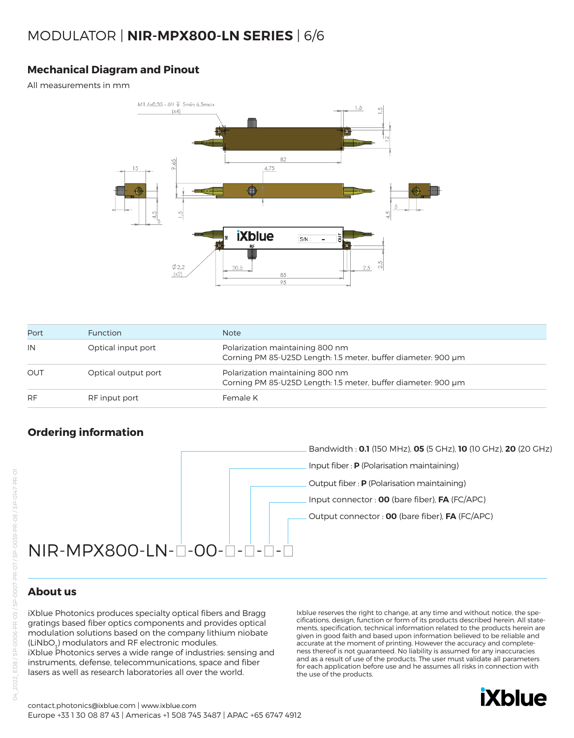## Mechanical Diagram and Pinout

All measurements in mm

M1,6x0,35 - 6H ⊽ 5min 6,5max
(x4)

1,5
1,5
12
82
9,65
15
4,75
1,5
4,5
5
5
4,5
Ø2,2
(x2)
20,5
85
95
2,5
2,5

IN
iXblue
RF
S/N : -
OUT

| Port | Function | Note |
|---|---|---|
| IN | Optical input port | Polarization maintaining 800 nm<br>Corning PM 85-U25D Length: 1.5 meter, buffer diameter: 900 µm |
| OUT | Optical output port | Polarization maintaining 800 nm<br>Corning PM 85-U25D Length: 1.5 meter, buffer diameter: 900 µm |
| RF | RF input port | Female K |

## Ordering information

Bandwidth : **0.1** (150 MHz), **05** (5 GHz), **10** (10 GHz), **20** (20 GHz)

Input fiber : **P** (Polarisation maintaining)

Output fiber : **P** (Polarisation maintaining)

Input connector : **00** (bare fiber), **FA** (FC/APC)

Output connector : **00** (bare fiber), **FA** (FC/APC)

NIR-MPX800-LN-□-00-□-□-□-□

## About us

iXblue Photonics produces specialty optical fibers and Bragg gratings based fiber optics components and provides optical modulation solutions based on the company lithium niobate ($LiNbO_3$) modulators and RF electronic modules.
iXblue Photonics serves a wide range of industries: sensing and instruments, defense, telecommunications, space and fiber lasers as well as research laboratories all over the world.

Ixblue reserves the right to change, at any time and without notice, the specifications, design, function or form of its products described herein. All statements, specification, technical information related to the products herein are given in good faith and based upon information believed to be reliable and accurate at the moment of printing. However the accuracy and completeness thereof is not guaranteed. No liability is assumed for any inaccuracies and as a result of use of the products. The user must validate all parameters for each application before use and he assumes all risks in connection with the use of the products.

iXblue

contact.photonics@ixblue.com | www.ixblue.com
Europe +33 1 30 08 87 43 | Americas +1 508 745 3487 | APAC +65 6747 4912

04_2022_ED8 / SP-0006-PR-05 / SP-0007-PR-07 / SP-0039-PR-08 / SP-0147-PR-01